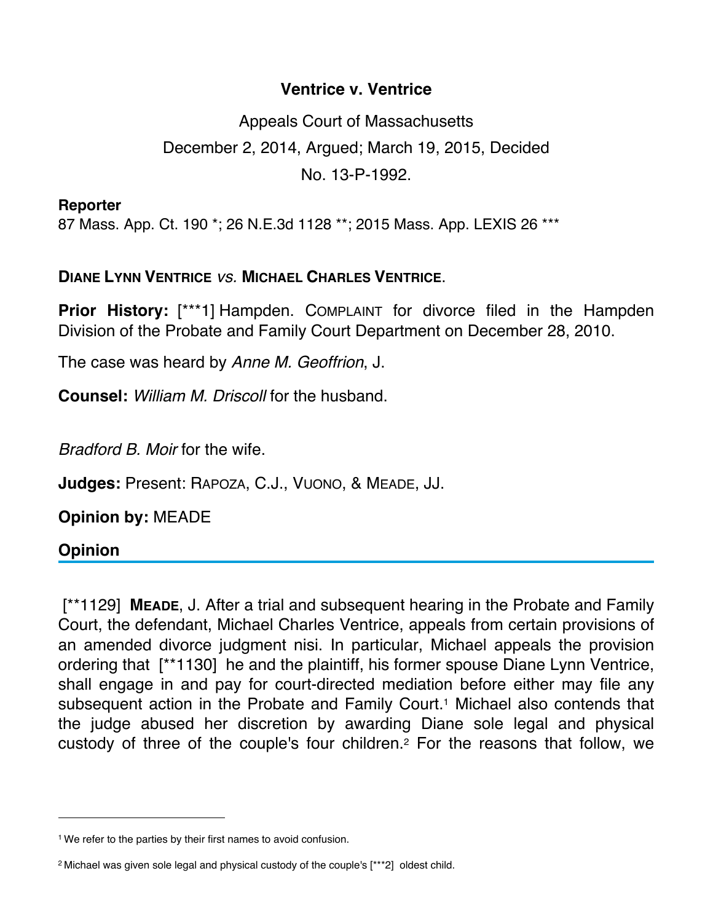# Ventrice v. Ventrice

Appeals Court of Massachusetts

December 2, 2014, Argued; March 19, 2015, Decided

No. 13-P-1992.

**Reporter**

87 Mass. App. Ct. 190 *; 26 N.E.3d 1128 **; 2015 Mass. App. LEXIS 26 ***

**DIANE LYNN VENTRICE** *vs.* **MICHAEL CHARLES VENTRICE**.

**Prior History:** [***1] Hampden. COMPLAINT for divorce filed in the Hampden Division of the Probate and Family Court Department on December 28, 2010.

The case was heard by *Anne M. Geoffrion*, J.

**Counsel:** *William M. Driscoll* for the husband.

*Bradford B. Moir* for the wife.

**Judges:** Present: RAPOZA, C.J., VUONO, & MEADE, JJ.

**Opinion by:** MEADE

## Opinion

[**1129] **MEADE**, J. After a trial and subsequent hearing in the Probate and Family Court, the defendant, Michael Charles Ventrice, appeals from certain provisions of an amended divorce judgment nisi. In particular, Michael appeals the provision ordering that [**1130] he and the plaintiff, his former spouse Diane Lynn Ventrice, shall engage in and pay for court-directed mediation before either may file any subsequent action in the Probate and Family Court.[1] Michael also contends that the judge abused her discretion by awarding Diane sole legal and physical custody of three of the couple's four children.[2] For the reasons that follow, we

---

[1] We refer to the parties by their first names to avoid confusion.

[2] Michael was given sole legal and physical custody of the couple's [***2] oldest child.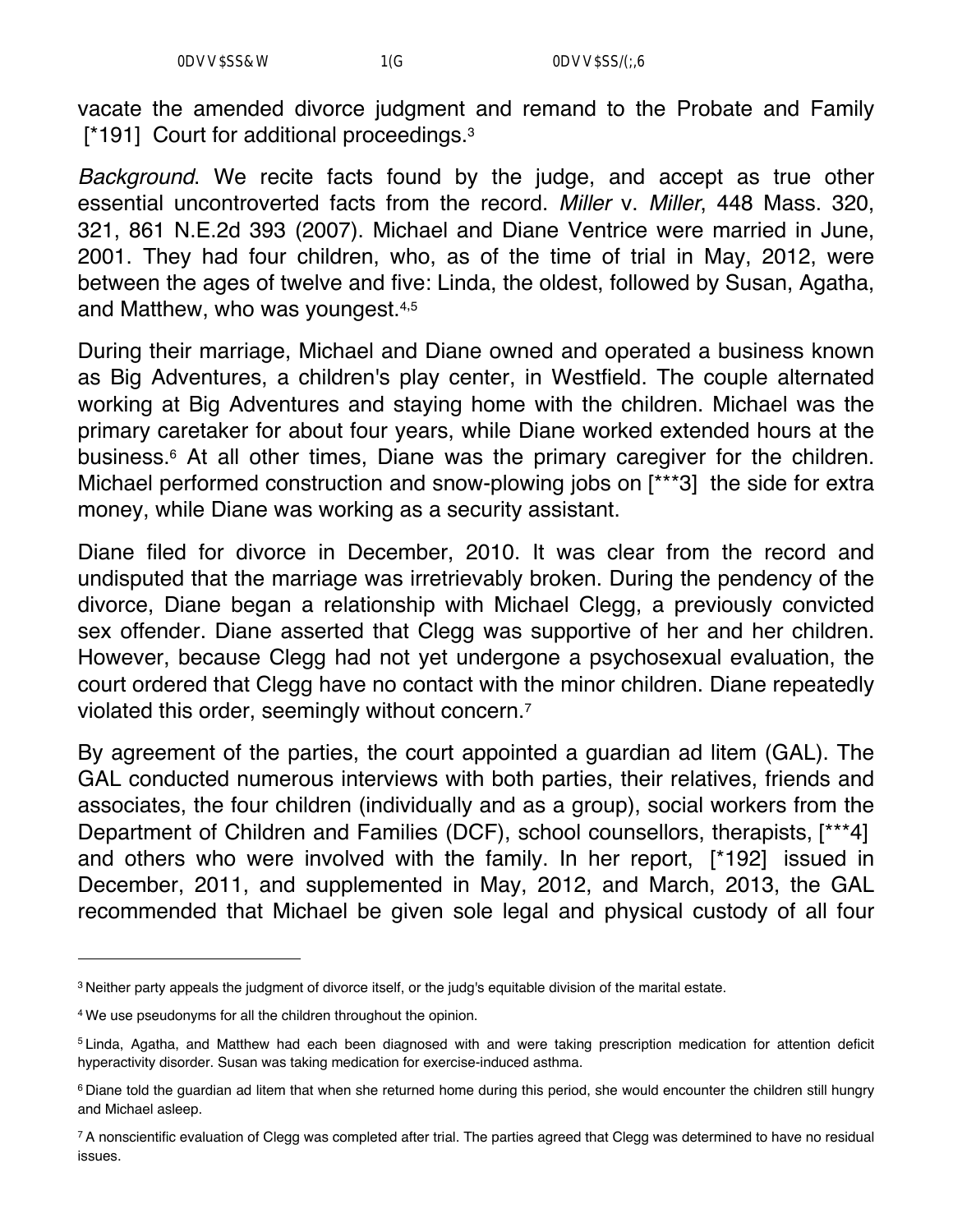vacate the amended divorce judgment and remand to the Probate and Family [*191] Court for additional proceedings.[3]

*Background*. We recite facts found by the judge, and accept as true other essential uncontroverted facts from the record. *Miller* v. *Miller*, 448 Mass. 320, 321, 861 N.E.2d 393 (2007). Michael and Diane Ventrice were married in June, 2001. They had four children, who, as of the time of trial in May, 2012, were between the ages of twelve and five: Linda, the oldest, followed by Susan, Agatha, and Matthew, who was youngest.[4,5]

During their marriage, Michael and Diane owned and operated a business known as Big Adventures, a children's play center, in Westfield. The couple alternated working at Big Adventures and staying home with the children. Michael was the primary caretaker for about four years, while Diane worked extended hours at the business.[6] At all other times, Diane was the primary caregiver for the children. Michael performed construction and snow-plowing jobs on [***3] the side for extra money, while Diane was working as a security assistant.

Diane filed for divorce in December, 2010. It was clear from the record and undisputed that the marriage was irretrievably broken. During the pendency of the divorce, Diane began a relationship with Michael Clegg, a previously convicted sex offender. Diane asserted that Clegg was supportive of her and her children. However, because Clegg had not yet undergone a psychosexual evaluation, the court ordered that Clegg have no contact with the minor children. Diane repeatedly violated this order, seemingly without concern.[7]

By agreement of the parties, the court appointed a guardian ad litem (GAL). The GAL conducted numerous interviews with both parties, their relatives, friends and associates, the four children (individually and as a group), social workers from the Department of Children and Families (DCF), school counsellors, therapists, [***4] and others who were involved with the family. In her report, [*192] issued in December, 2011, and supplemented in May, 2012, and March, 2013, the GAL recommended that Michael be given sole legal and physical custody of all four

---

[3] Neither party appeals the judgment of divorce itself, or the judg's equitable division of the marital estate.

[4] We use pseudonyms for all the children throughout the opinion.

[5] Linda, Agatha, and Matthew had each been diagnosed with and were taking prescription medication for attention deficit hyperactivity disorder. Susan was taking medication for exercise-induced asthma.

[6] Diane told the guardian ad litem that when she returned home during this period, she would encounter the children still hungry and Michael asleep.

[7] A nonscientific evaluation of Clegg was completed after trial. The parties agreed that Clegg was determined to have no residual issues.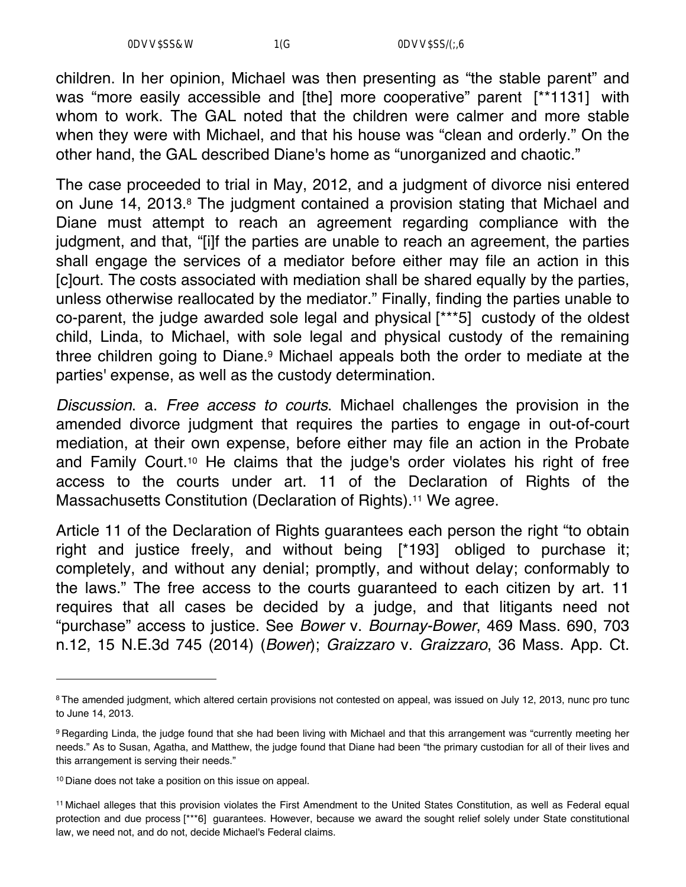children. In her opinion, Michael was then presenting as "the stable parent" and was "more easily accessible and [the] more cooperative" parent [**1131] with whom to work. The GAL noted that the children were calmer and more stable when they were with Michael, and that his house was "clean and orderly." On the other hand, the GAL described Diane's home as "unorganized and chaotic."

The case proceeded to trial in May, 2012, and a judgment of divorce nisi entered on June 14, 2013.[8] The judgment contained a provision stating that Michael and Diane must attempt to reach an agreement regarding compliance with the judgment, and that, "[i]f the parties are unable to reach an agreement, the parties shall engage the services of a mediator before either may file an action in this [c]ourt. The costs associated with mediation shall be shared equally by the parties, unless otherwise reallocated by the mediator." Finally, finding the parties unable to co-parent, the judge awarded sole legal and physical [***5] custody of the oldest child, Linda, to Michael, with sole legal and physical custody of the remaining three children going to Diane.[9] Michael appeals both the order to mediate at the parties' expense, as well as the custody determination.

*Discussion*. a. *Free access to courts*. Michael challenges the provision in the amended divorce judgment that requires the parties to engage in out-of-court mediation, at their own expense, before either may file an action in the Probate and Family Court.[10] He claims that the judge's order violates his right of free access to the courts under art. 11 of the Declaration of Rights of the Massachusetts Constitution (Declaration of Rights).[11] We agree.

Article 11 of the Declaration of Rights guarantees each person the right "to obtain right and justice freely, and without being [*193] obliged to purchase it; completely, and without any denial; promptly, and without delay; conformably to the laws." The free access to the courts guaranteed to each citizen by art. 11 requires that all cases be decided by a judge, and that litigants need not "purchase" access to justice. See *Bower* v. *Bournay-Bower*, 469 Mass. 690, 703 n.12, 15 N.E.3d 745 (2014) (*Bower*); *Graizzaro* v. *Graizzaro*, 36 Mass. App. Ct.

---

[8] The amended judgment, which altered certain provisions not contested on appeal, was issued on July 12, 2013, nunc pro tunc to June 14, 2013.

[9] Regarding Linda, the judge found that she had been living with Michael and that this arrangement was "currently meeting her needs." As to Susan, Agatha, and Matthew, the judge found that Diane had been "the primary custodian for all of their lives and this arrangement is serving their needs."

[10] Diane does not take a position on this issue on appeal.

[11] Michael alleges that this provision violates the First Amendment to the United States Constitution, as well as Federal equal protection and due process [***6] guarantees. However, because we award the sought relief solely under State constitutional law, we need not, and do not, decide Michael's Federal claims.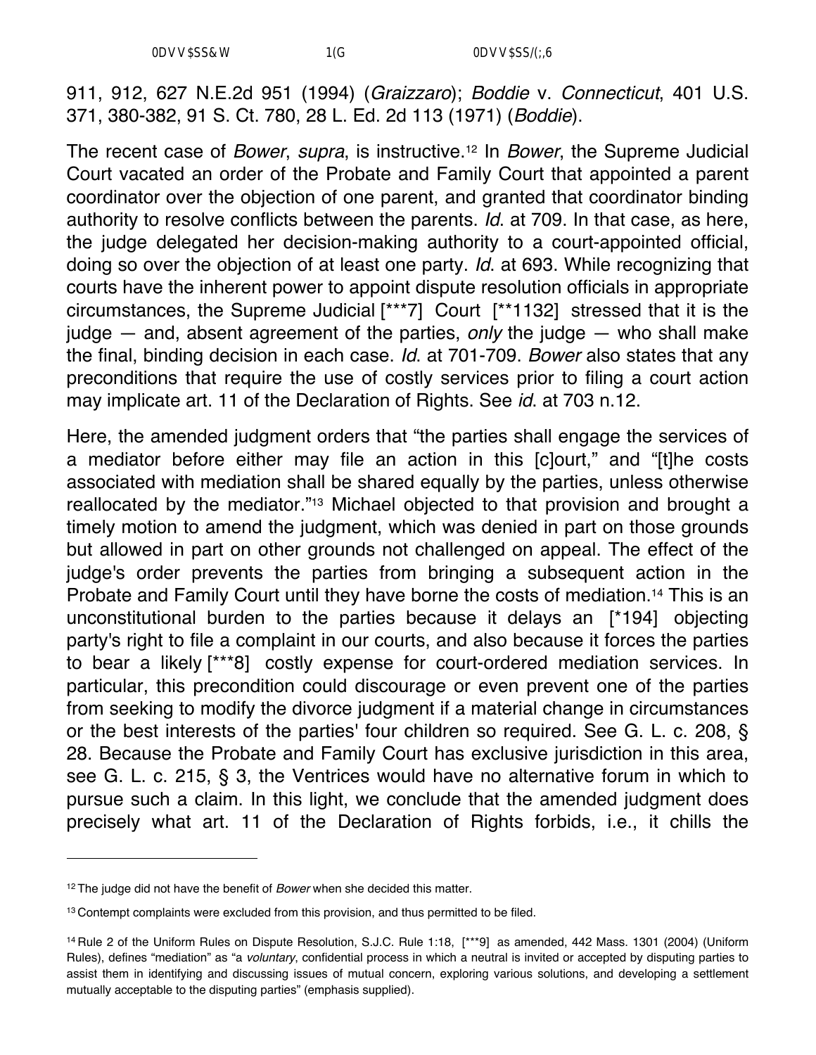911, 912, 627 N.E.2d 951 (1994) (*Graizzaro*); *Boddie* v. *Connecticut*, 401 U.S. 371, 380-382, 91 S. Ct. 780, 28 L. Ed. 2d 113 (1971) (*Boddie*).

The recent case of *Bower*, *supra*, is instructive.[12] In *Bower*, the Supreme Judicial Court vacated an order of the Probate and Family Court that appointed a parent coordinator over the objection of one parent, and granted that coordinator binding authority to resolve conflicts between the parents. *Id*. at 709. In that case, as here, the judge delegated her decision-making authority to a court-appointed official, doing so over the objection of at least one party. *Id*. at 693. While recognizing that courts have the inherent power to appoint dispute resolution officials in appropriate circumstances, the Supreme Judicial [***7] Court [**1132] stressed that it is the judge — and, absent agreement of the parties, *only* the judge — who shall make the final, binding decision in each case. *Id*. at 701-709. *Bower* also states that any preconditions that require the use of costly services prior to filing a court action may implicate art. 11 of the Declaration of Rights. See *id*. at 703 n.12.

Here, the amended judgment orders that "the parties shall engage the services of a mediator before either may file an action in this [c]ourt," and "[t]he costs associated with mediation shall be shared equally by the parties, unless otherwise reallocated by the mediator."[13] Michael objected to that provision and brought a timely motion to amend the judgment, which was denied in part on those grounds but allowed in part on other grounds not challenged on appeal. The effect of the judge's order prevents the parties from bringing a subsequent action in the Probate and Family Court until they have borne the costs of mediation.[14] This is an unconstitutional burden to the parties because it delays an [*194] objecting party's right to file a complaint in our courts, and also because it forces the parties to bear a likely [***8] costly expense for court-ordered mediation services. In particular, this precondition could discourage or even prevent one of the parties from seeking to modify the divorce judgment if a material change in circumstances or the best interests of the parties' four children so required. See G. L. c. 208, § 28. Because the Probate and Family Court has exclusive jurisdiction in this area, see G. L. c. 215, § 3, the Ventrices would have no alternative forum in which to pursue such a claim. In this light, we conclude that the amended judgment does precisely what art. 11 of the Declaration of Rights forbids, i.e., it chills the

---

[12] The judge did not have the benefit of *Bower* when she decided this matter.

[13] Contempt complaints were excluded from this provision, and thus permitted to be filed.

[14] Rule 2 of the Uniform Rules on Dispute Resolution, S.J.C. Rule 1:18, [***9] as amended, 442 Mass. 1301 (2004) (Uniform Rules), defines "mediation" as "a *voluntary*, confidential process in which a neutral is invited or accepted by disputing parties to assist them in identifying and discussing issues of mutual concern, exploring various solutions, and developing a settlement mutually acceptable to the disputing parties" (emphasis supplied).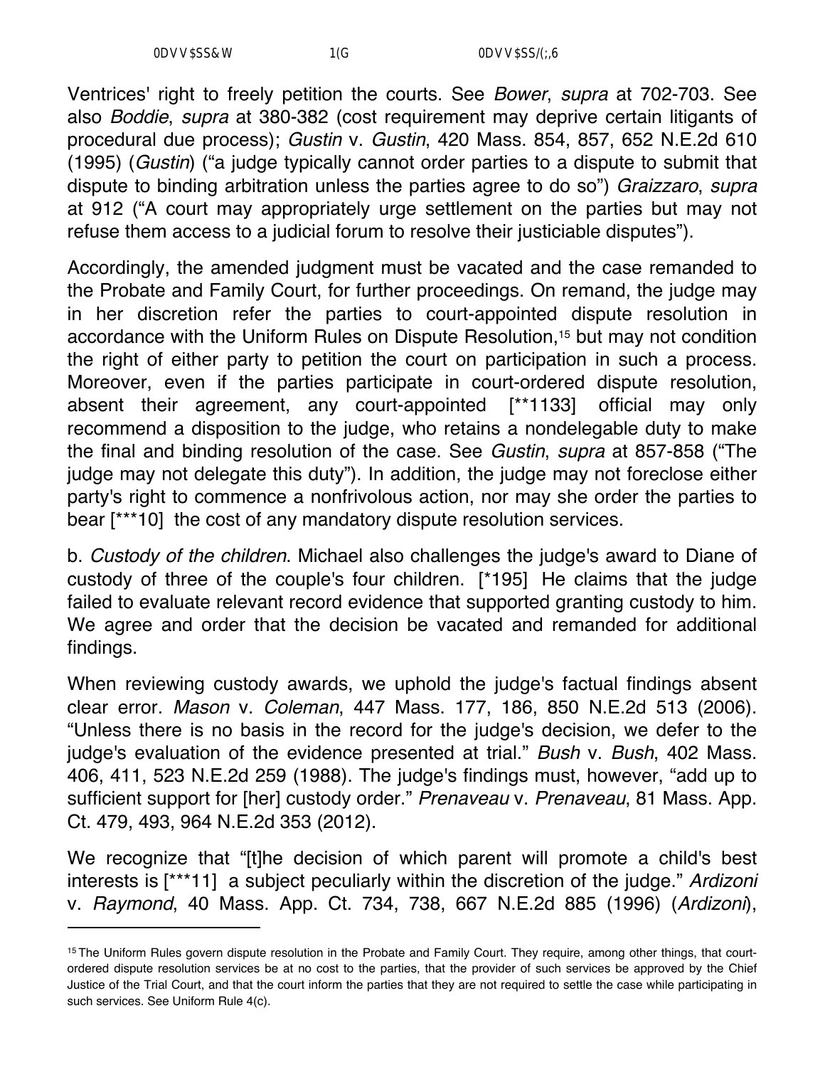Ventrices' right to freely petition the courts. See *Bower*, *supra* at 702-703. See also *Boddie*, *supra* at 380-382 (cost requirement may deprive certain litigants of procedural due process); *Gustin* v. *Gustin*, 420 Mass. 854, 857, 652 N.E.2d 610 (1995) (*Gustin*) ("a judge typically cannot order parties to a dispute to submit that dispute to binding arbitration unless the parties agree to do so") *Graizzaro*, *supra* at 912 ("A court may appropriately urge settlement on the parties but may not refuse them access to a judicial forum to resolve their justiciable disputes").

Accordingly, the amended judgment must be vacated and the case remanded to the Probate and Family Court, for further proceedings. On remand, the judge may in her discretion refer the parties to court-appointed dispute resolution in accordance with the Uniform Rules on Dispute Resolution,[15] but may not condition the right of either party to petition the court on participation in such a process. Moreover, even if the parties participate in court-ordered dispute resolution, absent their agreement, any court-appointed [**1133] official may only recommend a disposition to the judge, who retains a nondelegable duty to make the final and binding resolution of the case. See *Gustin*, *supra* at 857-858 ("The judge may not delegate this duty"). In addition, the judge may not foreclose either party's right to commence a nonfrivolous action, nor may she order the parties to bear [***10] the cost of any mandatory dispute resolution services.

b. *Custody of the children*. Michael also challenges the judge's award to Diane of custody of three of the couple's four children. [*195] He claims that the judge failed to evaluate relevant record evidence that supported granting custody to him. We agree and order that the decision be vacated and remanded for additional findings.

When reviewing custody awards, we uphold the judge's factual findings absent clear error. *Mason* v. *Coleman*, 447 Mass. 177, 186, 850 N.E.2d 513 (2006). "Unless there is no basis in the record for the judge's decision, we defer to the judge's evaluation of the evidence presented at trial." *Bush* v. *Bush*, 402 Mass. 406, 411, 523 N.E.2d 259 (1988). The judge's findings must, however, "add up to sufficient support for [her] custody order." *Prenaveau* v. *Prenaveau*, 81 Mass. App. Ct. 479, 493, 964 N.E.2d 353 (2012).

We recognize that "[t]he decision of which parent will promote a child's best interests is [***11] a subject peculiarly within the discretion of the judge." *Ardizoni* v. *Raymond*, 40 Mass. App. Ct. 734, 738, 667 N.E.2d 885 (1996) (*Ardizoni*),

---

[15] The Uniform Rules govern dispute resolution in the Probate and Family Court. They require, among other things, that court-ordered dispute resolution services be at no cost to the parties, that the provider of such services be approved by the Chief Justice of the Trial Court, and that the court inform the parties that they are not required to settle the case while participating in such services. See Uniform Rule 4(c).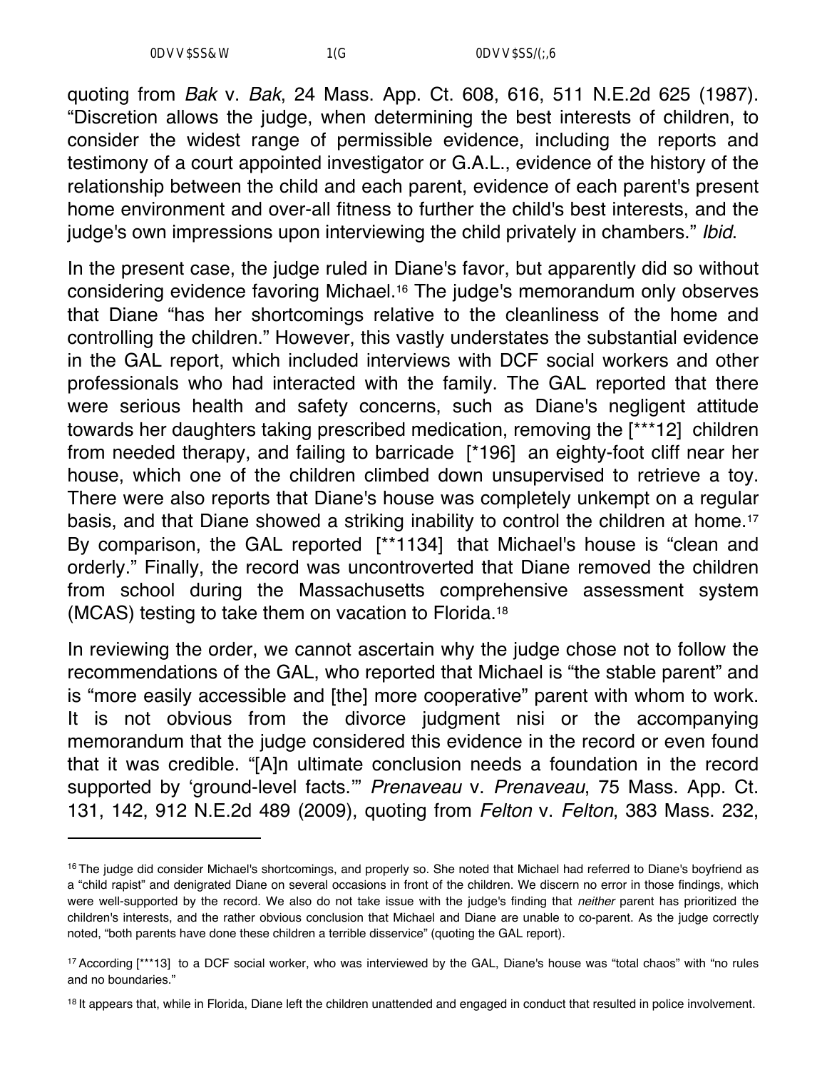quoting from *Bak* v. *Bak*, 24 Mass. App. Ct. 608, 616, 511 N.E.2d 625 (1987). "Discretion allows the judge, when determining the best interests of children, to consider the widest range of permissible evidence, including the reports and testimony of a court appointed investigator or G.A.L., evidence of the history of the relationship between the child and each parent, evidence of each parent's present home environment and over-all fitness to further the child's best interests, and the judge's own impressions upon interviewing the child privately in chambers." *Ibid*.

In the present case, the judge ruled in Diane's favor, but apparently did so without considering evidence favoring Michael.[16] The judge's memorandum only observes that Diane "has her shortcomings relative to the cleanliness of the home and controlling the children." However, this vastly understates the substantial evidence in the GAL report, which included interviews with DCF social workers and other professionals who had interacted with the family. The GAL reported that there were serious health and safety concerns, such as Diane's negligent attitude towards her daughters taking prescribed medication, removing the [***12] children from needed therapy, and failing to barricade [*196] an eighty-foot cliff near her house, which one of the children climbed down unsupervised to retrieve a toy. There were also reports that Diane's house was completely unkempt on a regular basis, and that Diane showed a striking inability to control the children at home.[17] By comparison, the GAL reported [**1134] that Michael's house is "clean and orderly." Finally, the record was uncontroverted that Diane removed the children from school during the Massachusetts comprehensive assessment system (MCAS) testing to take them on vacation to Florida.[18]

In reviewing the order, we cannot ascertain why the judge chose not to follow the recommendations of the GAL, who reported that Michael is "the stable parent" and is "more easily accessible and [the] more cooperative" parent with whom to work. It is not obvious from the divorce judgment nisi or the accompanying memorandum that the judge considered this evidence in the record or even found that it was credible. "[A]n ultimate conclusion needs a foundation in the record supported by 'ground-level facts.'" *Prenaveau* v. *Prenaveau*, 75 Mass. App. Ct. 131, 142, 912 N.E.2d 489 (2009), quoting from *Felton* v. *Felton*, 383 Mass. 232,

---

[16] The judge did consider Michael's shortcomings, and properly so. She noted that Michael had referred to Diane's boyfriend as a "child rapist" and denigrated Diane on several occasions in front of the children. We discern no error in those findings, which were well-supported by the record. We also do not take issue with the judge's finding that *neither* parent has prioritized the children's interests, and the rather obvious conclusion that Michael and Diane are unable to co-parent. As the judge correctly noted, "both parents have done these children a terrible disservice" (quoting the GAL report).

[17] According [***13] to a DCF social worker, who was interviewed by the GAL, Diane's house was "total chaos" with "no rules and no boundaries."

[18] It appears that, while in Florida, Diane left the children unattended and engaged in conduct that resulted in police involvement.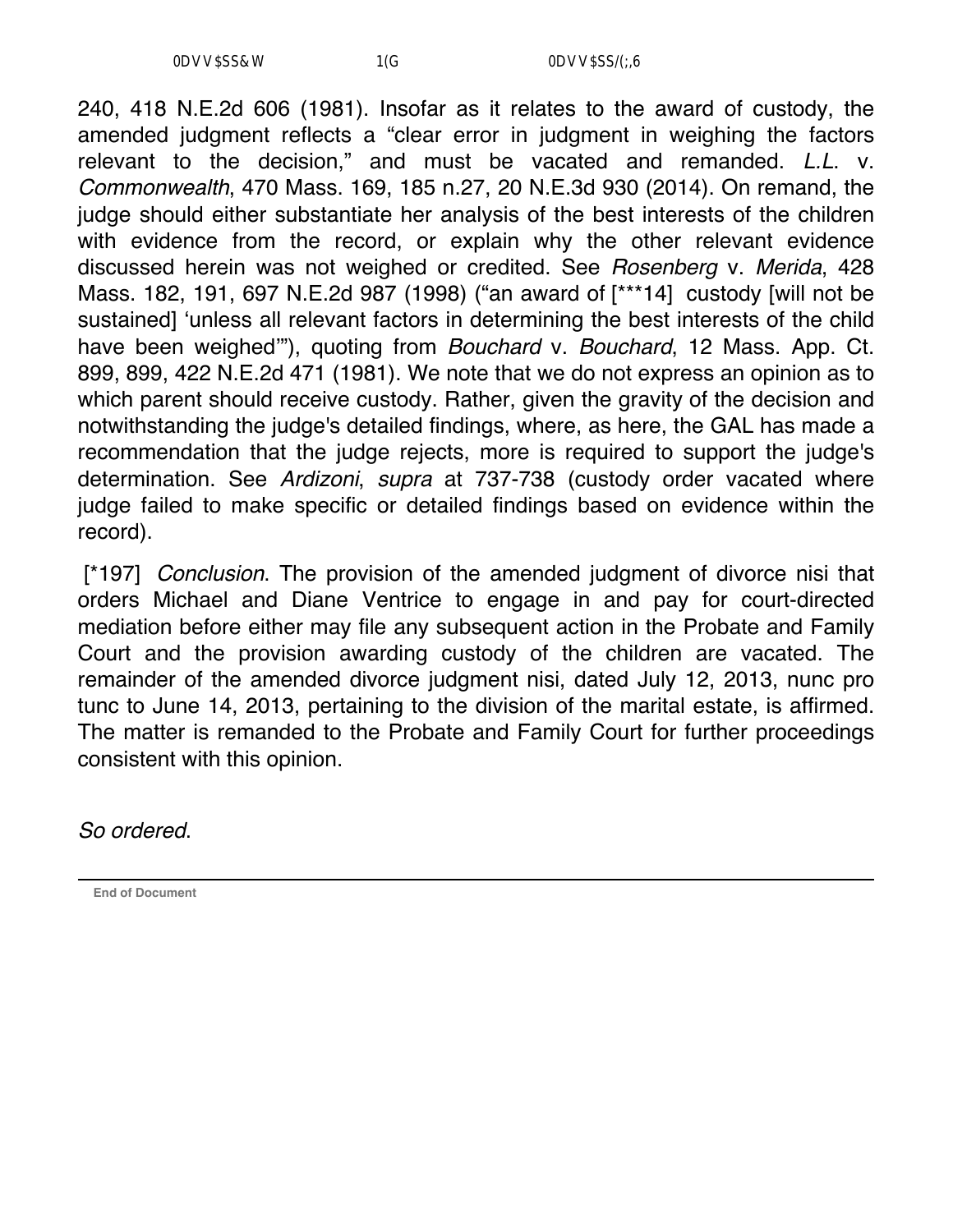240, 418 N.E.2d 606 (1981). Insofar as it relates to the award of custody, the amended judgment reflects a "clear error in judgment in weighing the factors relevant to the decision," and must be vacated and remanded. *L.L.* v. *Commonwealth*, 470 Mass. 169, 185 n.27, 20 N.E.3d 930 (2014). On remand, the judge should either substantiate her analysis of the best interests of the children with evidence from the record, or explain why the other relevant evidence discussed herein was not weighed or credited. See *Rosenberg* v. *Merida*, 428 Mass. 182, 191, 697 N.E.2d 987 (1998) ("an award of [***14] custody [will not be sustained] 'unless all relevant factors in determining the best interests of the child have been weighed'"), quoting from *Bouchard* v. *Bouchard*, 12 Mass. App. Ct. 899, 899, 422 N.E.2d 471 (1981). We note that we do not express an opinion as to which parent should receive custody. Rather, given the gravity of the decision and notwithstanding the judge's detailed findings, where, as here, the GAL has made a recommendation that the judge rejects, more is required to support the judge's determination. See *Ardizoni*, *supra* at 737-738 (custody order vacated where judge failed to make specific or detailed findings based on evidence within the record).

[*197] *Conclusion*. The provision of the amended judgment of divorce nisi that orders Michael and Diane Ventrice to engage in and pay for court-directed mediation before either may file any subsequent action in the Probate and Family Court and the provision awarding custody of the children are vacated. The remainder of the amended divorce judgment nisi, dated July 12, 2013, nunc pro tunc to June 14, 2013, pertaining to the division of the marital estate, is affirmed. The matter is remanded to the Probate and Family Court for further proceedings consistent with this opinion.

*So ordered*.

---

**End of Document**